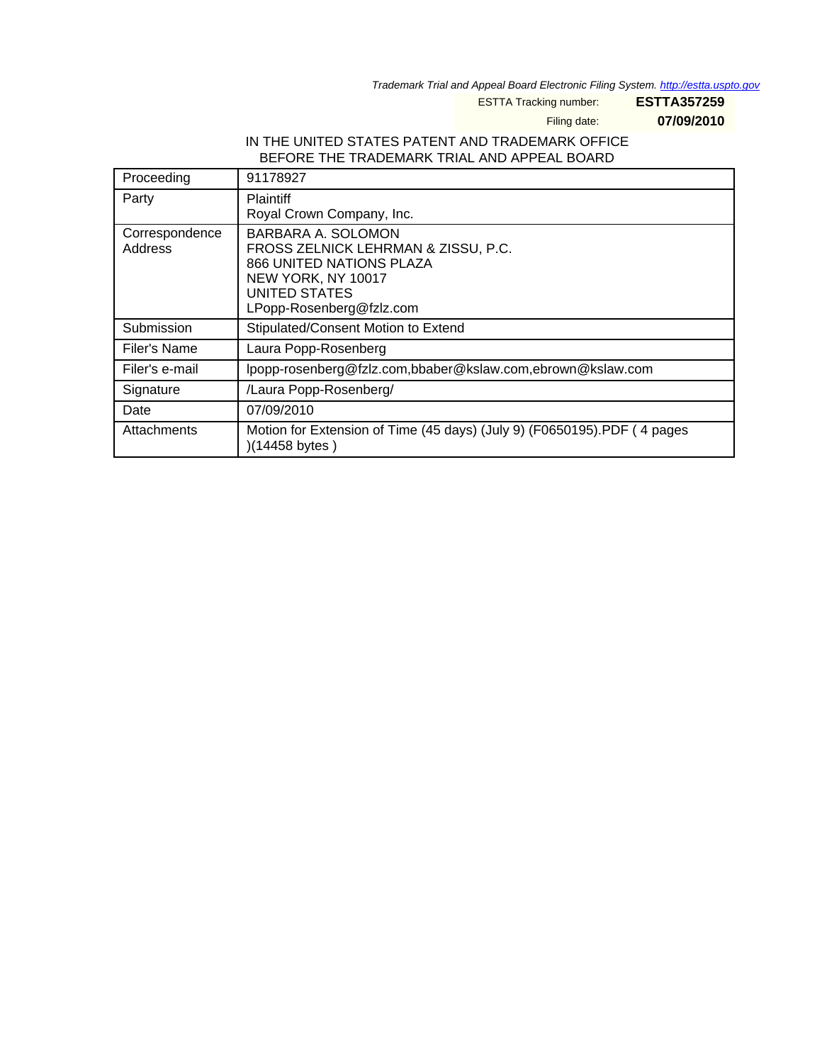*Trademark Trial and Appeal Board Electronic Filing System. http://estta.uspto.gov*

ESTTA Tracking number: **ESTTA357259**

Filing date: **07/09/2010**

IN THE UNITED STATES PATENT AND TRADEMARK OFFICE
BEFORE THE TRADEMARK TRIAL AND APPEAL BOARD

| Proceeding | 91178927 |
|---|---|
| Party | Plaintiff<br>Royal Crown Company, Inc. |
| Correspondence Address | BARBARA A. SOLOMON<br>FROSS ZELNICK LEHRMAN & ZISSU, P.C.<br>866 UNITED NATIONS PLAZA<br>NEW YORK, NY 10017<br>UNITED STATES<br>LPopp-Rosenberg@fzlz.com |
| Submission | Stipulated/Consent Motion to Extend |
| Filer's Name | Laura Popp-Rosenberg |
| Filer's e-mail | lpopp-rosenberg@fzlz.com,bbaber@kslaw.com,ebrown@kslaw.com |
| Signature | /Laura Popp-Rosenberg/ |
| Date | 07/09/2010 |
| Attachments | Motion for Extension of Time (45 days) (July 9) (F0650195).PDF ( 4 pages )(14458 bytes ) |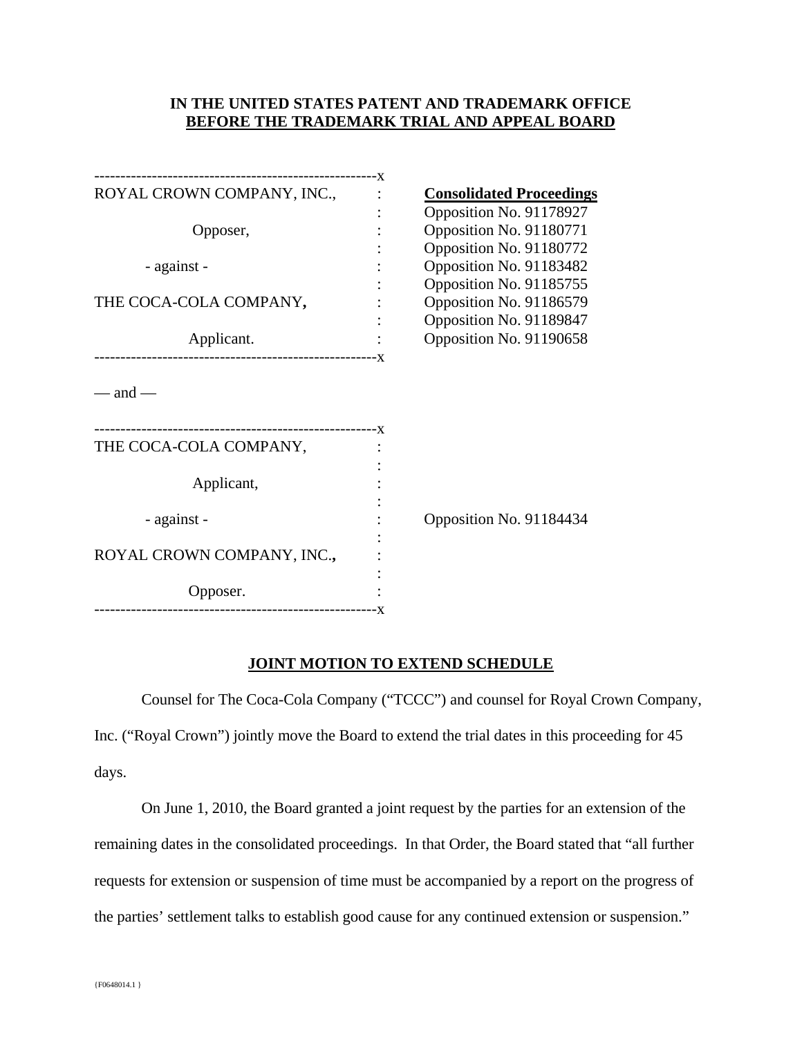**IN THE UNITED STATES PATENT AND TRADEMARK OFFICE**
**BEFORE THE TRADEMARK TRIAL AND APPEAL BOARD**

| | | |
|---|---|---|
| ROYAL CROWN COMPANY, INC., | : | **Consolidated Proceedings** |
| | : | Opposition No. 91178927 |
| Opposer, | : | Opposition No. 91180771 |
| | : | Opposition No. 91180772 |
| - against - | : | Opposition No. 91183482 |
| | : | Opposition No. 91185755 |
| THE COCA-COLA COMPANY, | : | Opposition No. 91186579 |
| | : | Opposition No. 91189847 |
| Applicant. | : | Opposition No. 91190658 |

— and —

| | | |
|---|---|---|
| THE COCA-COLA COMPANY, | : | |
| | : | |
| Applicant, | : | |
| | : | |
| - against - | : | Opposition No. 91184434 |
| | : | |
| ROYAL CROWN COMPANY, INC., | : | |
| | : | |
| Opposer. | : | |

## JOINT MOTION TO EXTEND SCHEDULE

Counsel for The Coca-Cola Company ("TCCC") and counsel for Royal Crown Company, Inc. ("Royal Crown") jointly move the Board to extend the trial dates in this proceeding for 45 days.

On June 1, 2010, the Board granted a joint request by the parties for an extension of the remaining dates in the consolidated proceedings. In that Order, the Board stated that "all further requests for extension or suspension of time must be accompanied by a report on the progress of the parties' settlement talks to establish good cause for any continued extension or suspension."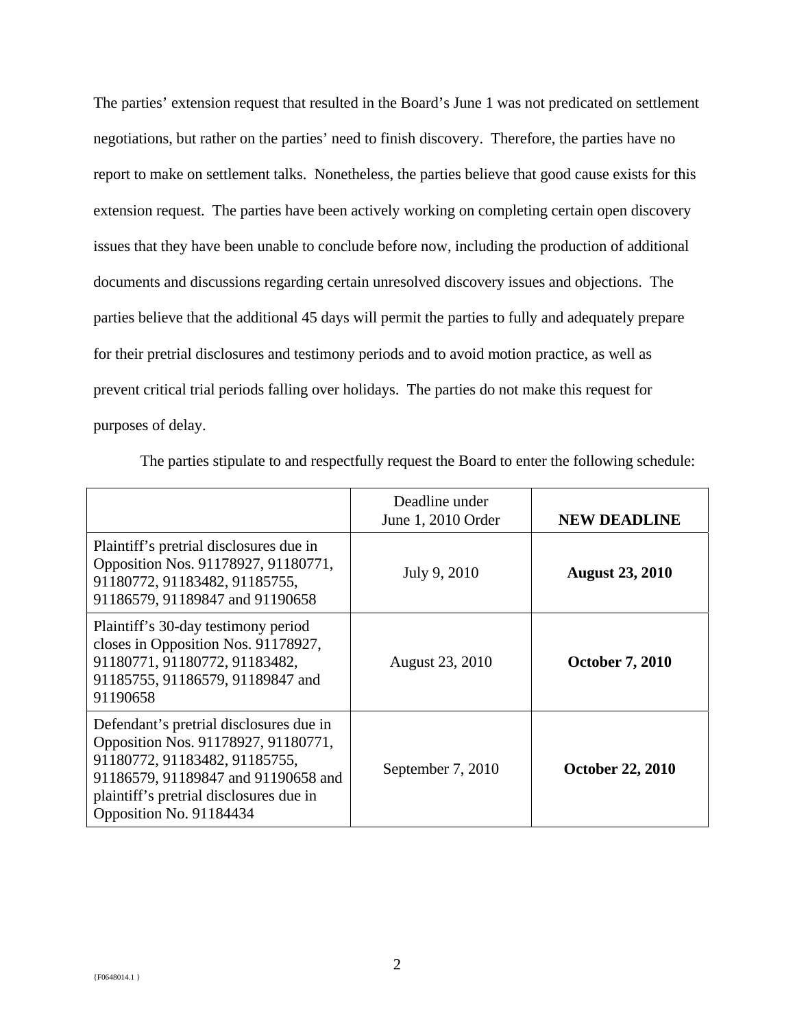The parties' extension request that resulted in the Board's June 1 was not predicated on settlement negotiations, but rather on the parties' need to finish discovery. Therefore, the parties have no report to make on settlement talks. Nonetheless, the parties believe that good cause exists for this extension request. The parties have been actively working on completing certain open discovery issues that they have been unable to conclude before now, including the production of additional documents and discussions regarding certain unresolved discovery issues and objections. The parties believe that the additional 45 days will permit the parties to fully and adequately prepare for their pretrial disclosures and testimony periods and to avoid motion practice, as well as prevent critical trial periods falling over holidays. The parties do not make this request for purposes of delay.

The parties stipulate to and respectfully request the Board to enter the following schedule:

| | Deadline under June 1, 2010 Order | **NEW DEADLINE** |
|---|---|---|
| Plaintiff's pretrial disclosures due in Opposition Nos. 91178927, 91180771, 91180772, 91183482, 91185755, 91186579, 91189847 and 91190658 | July 9, 2010 | **August 23, 2010** |
| Plaintiff's 30-day testimony period closes in Opposition Nos. 91178927, 91180771, 91180772, 91183482, 91185755, 91186579, 91189847 and 91190658 | August 23, 2010 | **October 7, 2010** |
| Defendant's pretrial disclosures due in Opposition Nos. 91178927, 91180771, 91180772, 91183482, 91185755, 91186579, 91189847 and 91190658 and plaintiff's pretrial disclosures due in Opposition No. 91184434 | September 7, 2010 | **October 22, 2010** |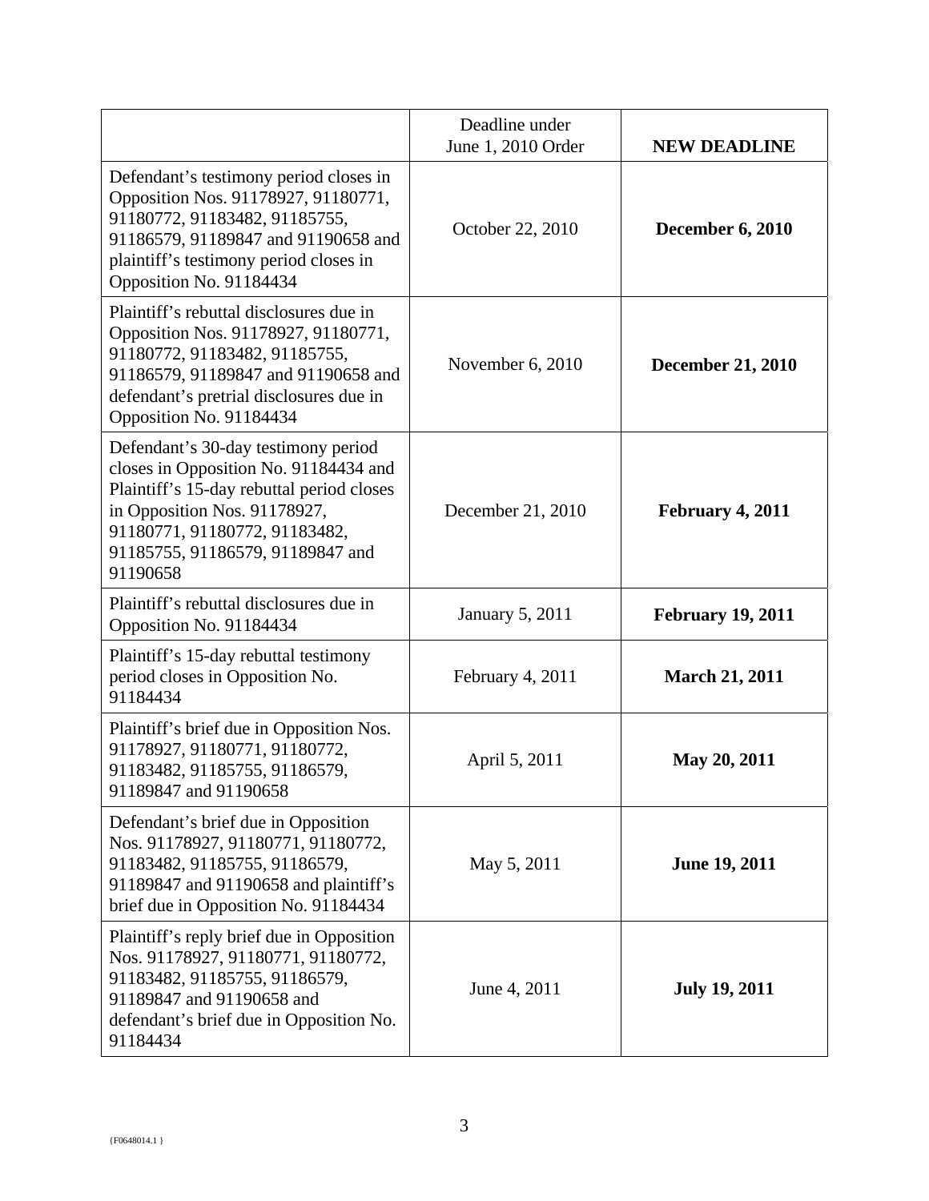| | Deadline under June 1, 2010 Order | **NEW DEADLINE** |
|---|---|---|
| Defendant's testimony period closes in Opposition Nos. 91178927, 91180771, 91180772, 91183482, 91185755, 91186579, 91189847 and 91190658 and plaintiff's testimony period closes in Opposition No. 91184434 | October 22, 2010 | **December 6, 2010** |
| Plaintiff's rebuttal disclosures due in Opposition Nos. 91178927, 91180771, 91180772, 91183482, 91185755, 91186579, 91189847 and 91190658 and defendant's pretrial disclosures due in Opposition No. 91184434 | November 6, 2010 | **December 21, 2010** |
| Defendant's 30-day testimony period closes in Opposition No. 91184434 and Plaintiff's 15-day rebuttal period closes in Opposition Nos. 91178927, 91180771, 91180772, 91183482, 91185755, 91186579, 91189847 and 91190658 | December 21, 2010 | **February 4, 2011** |
| Plaintiff's rebuttal disclosures due in Opposition No. 91184434 | January 5, 2011 | **February 19, 2011** |
| Plaintiff's 15-day rebuttal testimony period closes in Opposition No. 91184434 | February 4, 2011 | **March 21, 2011** |
| Plaintiff's brief due in Opposition Nos. 91178927, 91180771, 91180772, 91183482, 91185755, 91186579, 91189847 and 91190658 | April 5, 2011 | **May 20, 2011** |
| Defendant's brief due in Opposition Nos. 91178927, 91180771, 91180772, 91183482, 91185755, 91186579, 91189847 and 91190658 and plaintiff's brief due in Opposition No. 91184434 | May 5, 2011 | **June 19, 2011** |
| Plaintiff's reply brief due in Opposition Nos. 91178927, 91180771, 91180772, 91183482, 91185755, 91186579, 91189847 and 91190658 and defendant's brief due in Opposition No. 91184434 | June 4, 2011 | **July 19, 2011** |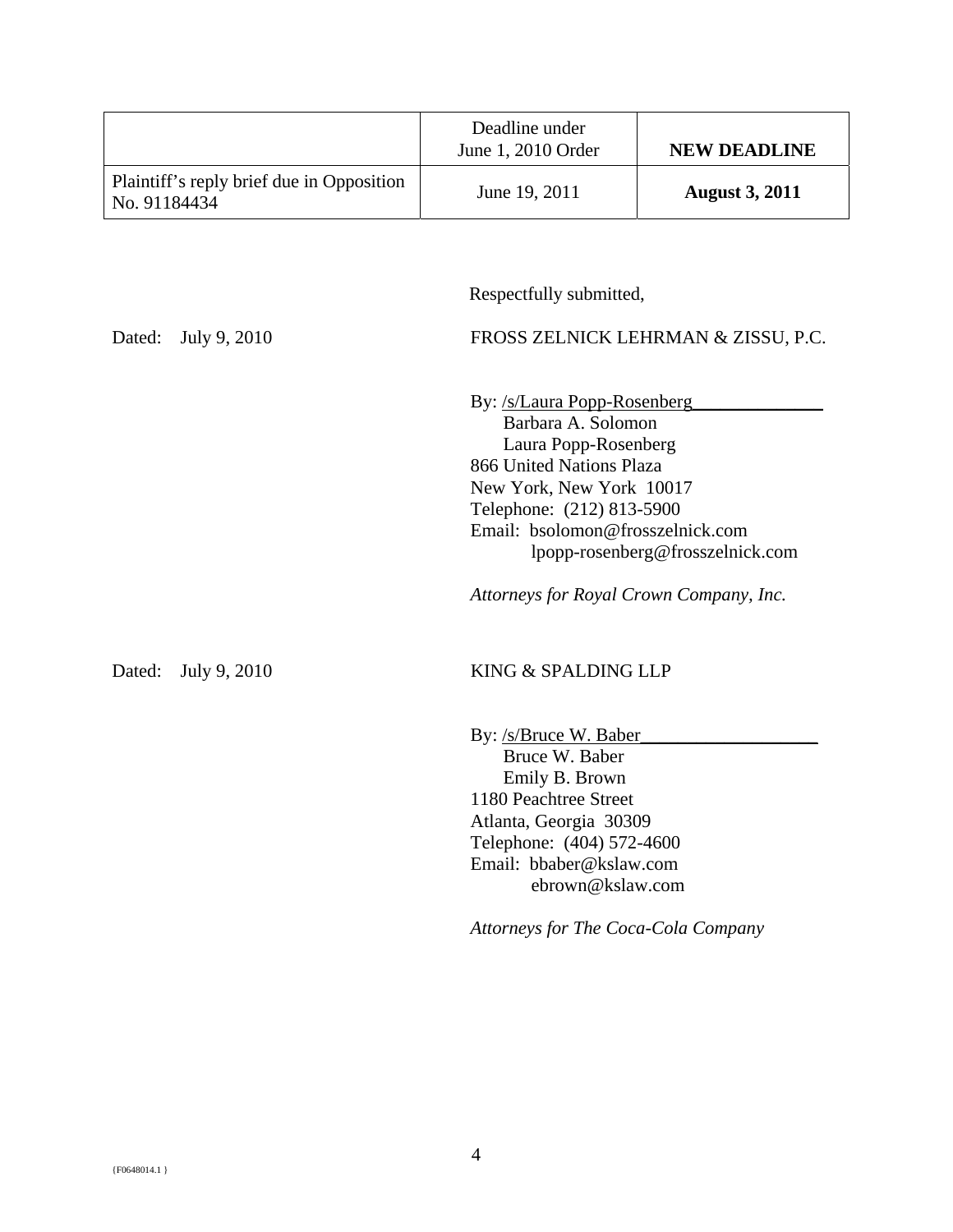| | Deadline under June 1, 2010 Order | **NEW DEADLINE** |
|---|---|---|
| Plaintiff's reply brief due in Opposition No. 91184434 | June 19, 2011 | **August 3, 2011** |

Respectfully submitted,

Dated: July 9, 2010

FROSS ZELNICK LEHRMAN & ZISSU, P.C.

By: /s/Laura Popp-Rosenberg
Barbara A. Solomon
Laura Popp-Rosenberg
866 United Nations Plaza
New York, New York 10017
Telephone: (212) 813-5900
Email: bsolomon@frosszelnick.com
lpopp-rosenberg@frosszelnick.com

*Attorneys for Royal Crown Company, Inc.*

Dated: July 9, 2010

KING & SPALDING LLP

By: /s/Bruce W. Baber
Bruce W. Baber
Emily B. Brown
1180 Peachtree Street
Atlanta, Georgia 30309
Telephone: (404) 572-4600
Email: bbaber@kslaw.com
ebrown@kslaw.com

*Attorneys for The Coca-Cola Company*

{F0648014.1 }